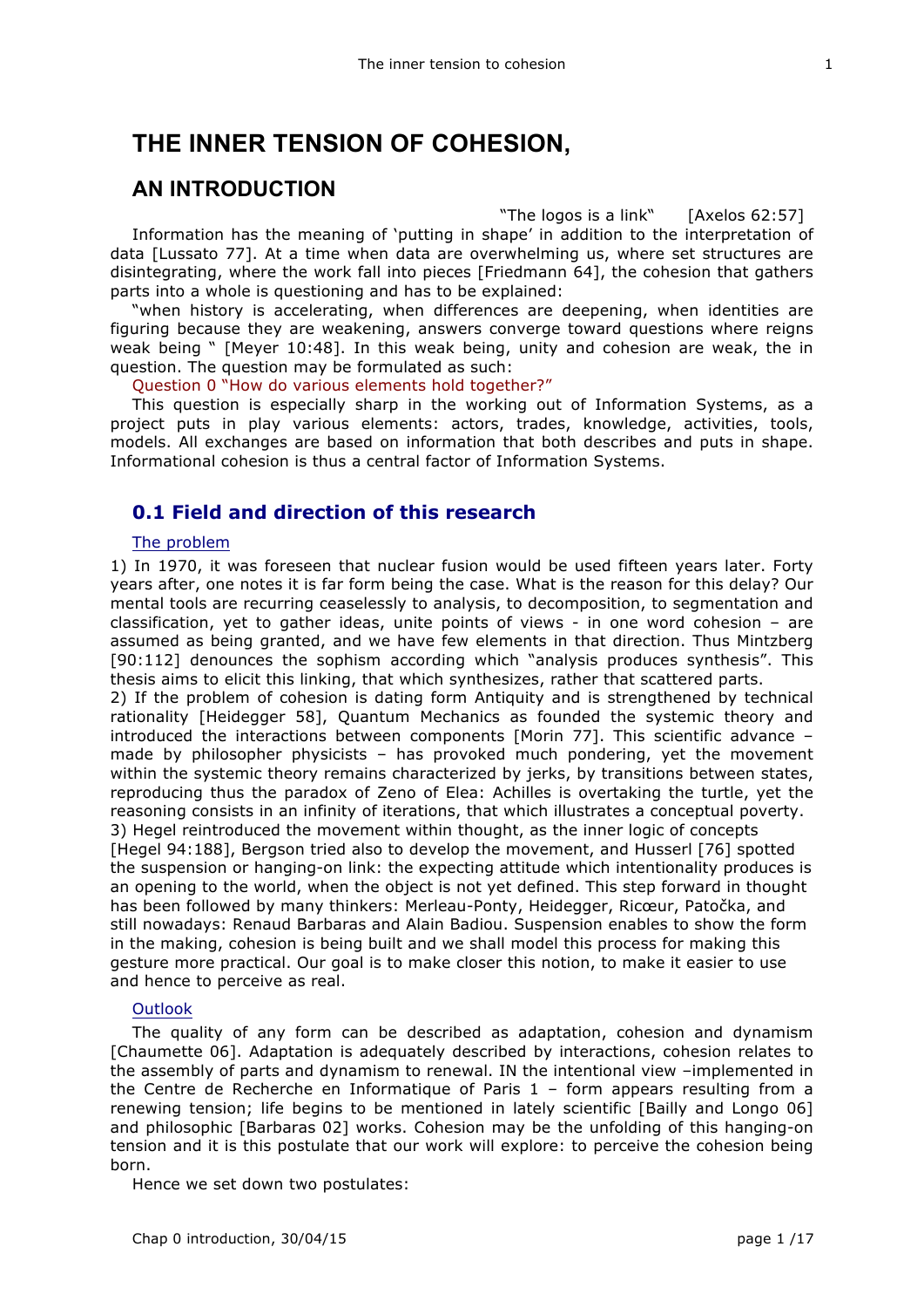# THE INNER TENSION OF COHESION,

## AN INTRODUCTION

"The logos is a link" [Axelos 62:57]

Information has the meaning of 'putting in shape' in addition to the interpretation of data [Lussato 77]. At a time when data are overwhelming us, where set structures are disintegrating, where the work fall into pieces [Friedmann 64], the cohesion that gathers parts into a whole is questioning and has to be explained:

"when history is accelerating, when differences are deepening, when identities are figuring because they are weakening, answers converge toward questions where reigns weak being " [Meyer 10:48]. In this weak being, unity and cohesion are weak, the in question. The question may be formulated as such:

Question 0 "How do various elements hold together?"

This question is especially sharp in the working out of Information Systems, as a project puts in play various elements: actors, trades, knowledge, activities, tools, models. All exchanges are based on information that both describes and puts in shape. Informational cohesion is thus a central factor of Information Systems.

### 0.1 Field and direction of this research

#### The problem

1) In 1970, it was foreseen that nuclear fusion would be used fifteen years later. Forty years after, one notes it is far form being the case. What is the reason for this delay? Our mental tools are recurring ceaselessly to analysis, to decomposition, to segmentation and classification, yet to gather ideas, unite points of views - in one word cohesion – are assumed as being granted, and we have few elements in that direction. Thus Mintzberg [90:112] denounces the sophism according which "analysis produces synthesis". This thesis aims to elicit this linking, that which synthesizes, rather that scattered parts.

2) If the problem of cohesion is dating form Antiquity and is strengthened by technical rationality [Heidegger 58], Quantum Mechanics as founded the systemic theory and introduced the interactions between components [Morin 77]. This scientific advance – made by philosopher physicists – has provoked much pondering, yet the movement within the systemic theory remains characterized by jerks, by transitions between states, reproducing thus the paradox of Zeno of Elea: Achilles is overtaking the turtle, yet the reasoning consists in an infinity of iterations, that which illustrates a conceptual poverty.

3) Hegel reintroduced the movement within thought, as the inner logic of concepts [Hegel 94:188], Bergson tried also to develop the movement, and Husserl [76] spotted the suspension or hanging-on link: the expecting attitude which intentionality produces is an opening to the world, when the object is not yet defined. This step forward in thought has been followed by many thinkers: Merleau-Ponty, Heidegger, Ricœur, Patočka, and still nowadays: Renaud Barbaras and Alain Badiou. Suspension enables to show the form in the making, cohesion is being built and we shall model this process for making this gesture more practical. Our goal is to make closer this notion, to make it easier to use and hence to perceive as real.

#### Outlook

The quality of any form can be described as adaptation, cohesion and dynamism [Chaumette 06]. Adaptation is adequately described by interactions, cohesion relates to the assembly of parts and dynamism to renewal. IN the intentional view –implemented in the Centre de Recherche en Informatique of Paris 1 – form appears resulting from a renewing tension; life begins to be mentioned in lately scientific [Bailly and Longo 06] and philosophic [Barbaras 02] works. Cohesion may be the unfolding of this hanging-on tension and it is this postulate that our work will explore: to perceive the cohesion being born.

Hence we set down two postulates: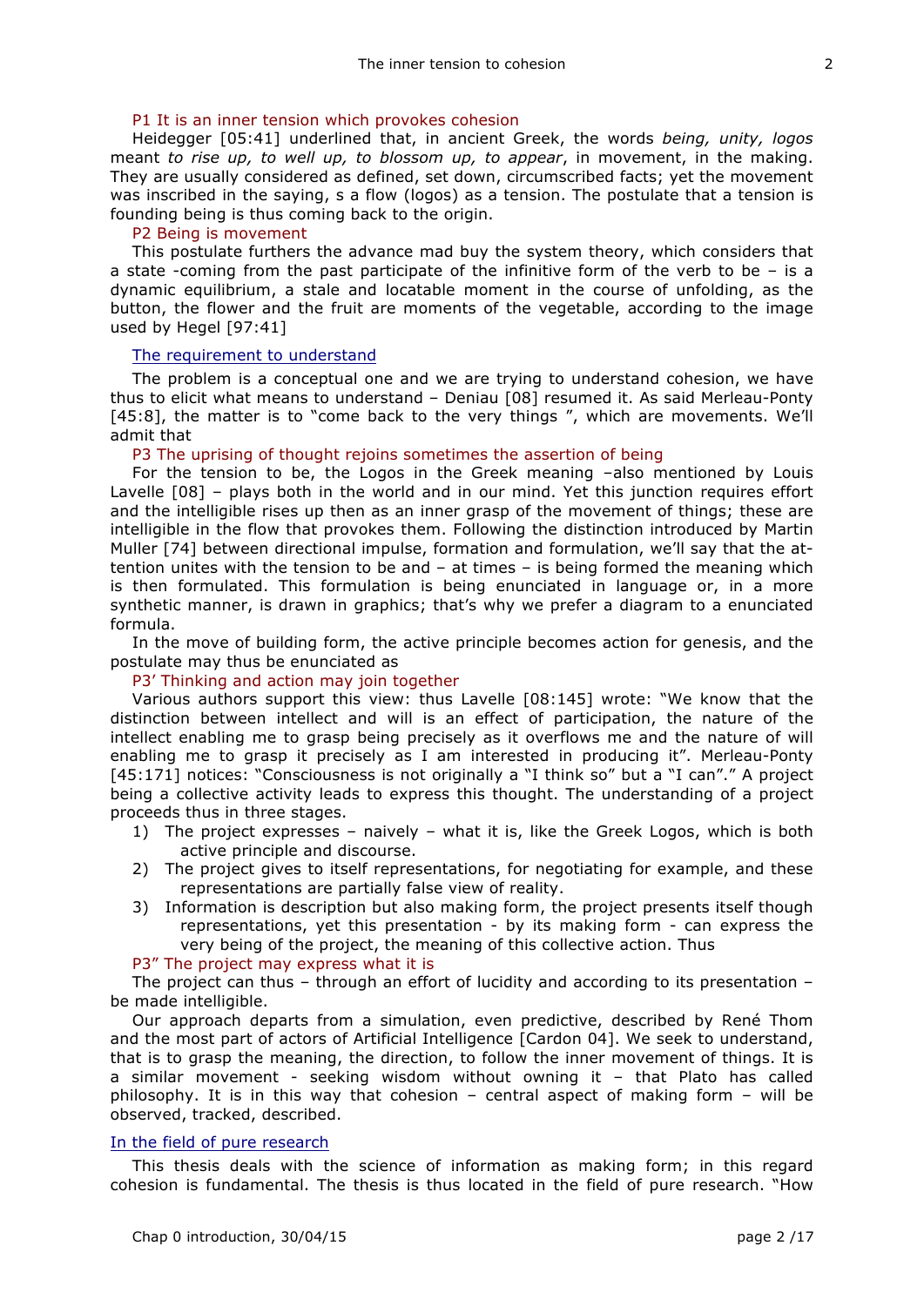P1 It is an inner tension which provokes cohesion

Heidegger [05:41] underlined that, in ancient Greek, the words *being, unity, logos* meant *to rise up, to well up, to blossom up, to appear*, in movement, in the making. They are usually considered as defined, set down, circumscribed facts; yet the movement was inscribed in the saying, s a flow (logos) as a tension. The postulate that a tension is founding being is thus coming back to the origin.

P2 Being is movement

This postulate furthers the advance mad buy the system theory, which considers that a state -coming from the past participate of the infinitive form of the verb to be – is a dynamic equilibrium, a stale and locatable moment in the course of unfolding, as the button, the flower and the fruit are moments of the vegetable, according to the image used by Hegel [97:41]

## The requirement to understand

The problem is a conceptual one and we are trying to understand cohesion, we have thus to elicit what means to understand – Deniau [08] resumed it. As said Merleau-Ponty [45:8], the matter is to "come back to the very things ", which are movements. We'll admit that

P3 The uprising of thought rejoins sometimes the assertion of being

For the tension to be, the Logos in the Greek meaning –also mentioned by Louis Lavelle [08] – plays both in the world and in our mind. Yet this junction requires effort and the intelligible rises up then as an inner grasp of the movement of things; these are intelligible in the flow that provokes them. Following the distinction introduced by Martin Muller [74] between directional impulse, formation and formulation, we'll say that the attention unites with the tension to be and – at times – is being formed the meaning which is then formulated. This formulation is being enunciated in language or, in a more synthetic manner, is drawn in graphics; that's why we prefer a diagram to a enunciated formula.

In the move of building form, the active principle becomes action for genesis, and the postulate may thus be enunciated as

P3' Thinking and action may join together

Various authors support this view: thus Lavelle [08:145] wrote: "We know that the distinction between intellect and will is an effect of participation, the nature of the intellect enabling me to grasp being precisely as it overflows me and the nature of will enabling me to grasp it precisely as I am interested in producing it". Merleau-Ponty [45:171] notices: "Consciousness is not originally a "I think so" but a "I can"." A project being a collective activity leads to express this thought. The understanding of a project proceeds thus in three stages.

1) The project expresses – naively – what it is, like the Greek Logos, which is both active principle and discourse.
2) The project gives to itself representations, for negotiating for example, and these representations are partially false view of reality.
3) Information is description but also making form, the project presents itself though representations, yet this presentation - by its making form - can express the very being of the project, the meaning of this collective action. Thus

P3" The project may express what it is

The project can thus – through an effort of lucidity and according to its presentation – be made intelligible.

Our approach departs from a simulation, even predictive, described by René Thom and the most part of actors of Artificial Intelligence [Cardon 04]. We seek to understand, that is to grasp the meaning, the direction, to follow the inner movement of things. It is a similar movement - seeking wisdom without owning it – that Plato has called philosophy. It is in this way that cohesion – central aspect of making form – will be observed, tracked, described.

## In the field of pure research

This thesis deals with the science of information as making form; in this regard cohesion is fundamental. The thesis is thus located in the field of pure research. "How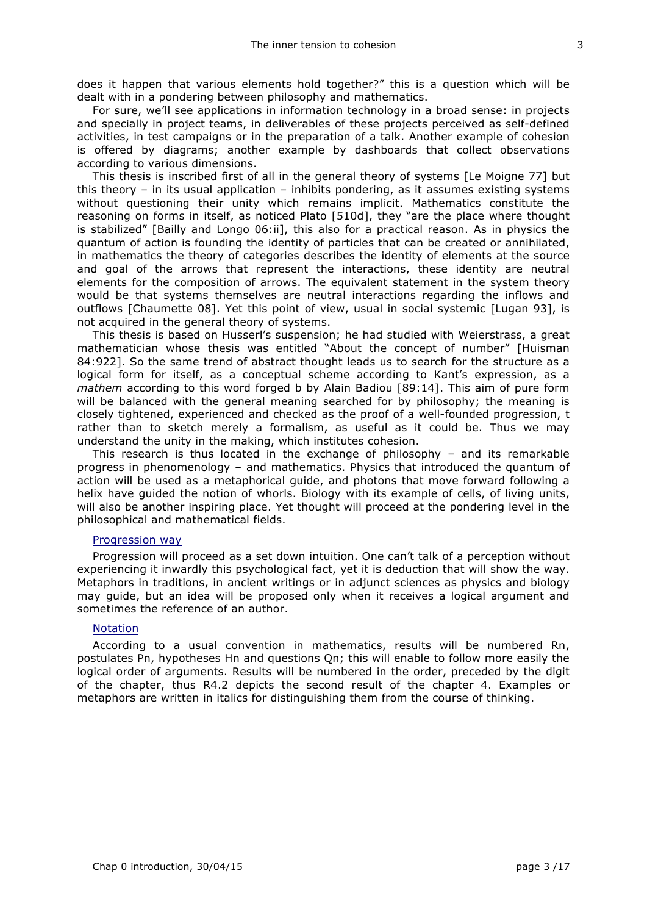does it happen that various elements hold together?" this is a question which will be dealt with in a pondering between philosophy and mathematics.

For sure, we'll see applications in information technology in a broad sense: in projects and specially in project teams, in deliverables of these projects perceived as self-defined activities, in test campaigns or in the preparation of a talk. Another example of cohesion is offered by diagrams; another example by dashboards that collect observations according to various dimensions.

This thesis is inscribed first of all in the general theory of systems [Le Moigne 77] but this theory – in its usual application – inhibits pondering, as it assumes existing systems without questioning their unity which remains implicit. Mathematics constitute the reasoning on forms in itself, as noticed Plato [510d], they "are the place where thought is stabilized" [Bailly and Longo 06:ii], this also for a practical reason. As in physics the quantum of action is founding the identity of particles that can be created or annihilated, in mathematics the theory of categories describes the identity of elements at the source and goal of the arrows that represent the interactions, these identity are neutral elements for the composition of arrows. The equivalent statement in the system theory would be that systems themselves are neutral interactions regarding the inflows and outflows [Chaumette 08]. Yet this point of view, usual in social systemic [Lugan 93], is not acquired in the general theory of systems.

This thesis is based on Husserl's suspension; he had studied with Weierstrass, a great mathematician whose thesis was entitled "About the concept of number" [Huisman 84:922]. So the same trend of abstract thought leads us to search for the structure as a logical form for itself, as a conceptual scheme according to Kant's expression, as a *mathem* according to this word forged b by Alain Badiou [89:14]. This aim of pure form will be balanced with the general meaning searched for by philosophy; the meaning is closely tightened, experienced and checked as the proof of a well-founded progression, t rather than to sketch merely a formalism, as useful as it could be. Thus we may understand the unity in the making, which institutes cohesion.

This research is thus located in the exchange of philosophy – and its remarkable progress in phenomenology – and mathematics. Physics that introduced the quantum of action will be used as a metaphorical guide, and photons that move forward following a helix have guided the notion of whorls. Biology with its example of cells, of living units, will also be another inspiring place. Yet thought will proceed at the pondering level in the philosophical and mathematical fields.

### Progression way

Progression will proceed as a set down intuition. One can't talk of a perception without experiencing it inwardly this psychological fact, yet it is deduction that will show the way. Metaphors in traditions, in ancient writings or in adjunct sciences as physics and biology may guide, but an idea will be proposed only when it receives a logical argument and sometimes the reference of an author.

### Notation

According to a usual convention in mathematics, results will be numbered Rn, postulates Pn, hypotheses Hn and questions Qn; this will enable to follow more easily the logical order of arguments. Results will be numbered in the order, preceded by the digit of the chapter, thus R4.2 depicts the second result of the chapter 4. Examples or metaphors are written in italics for distinguishing them from the course of thinking.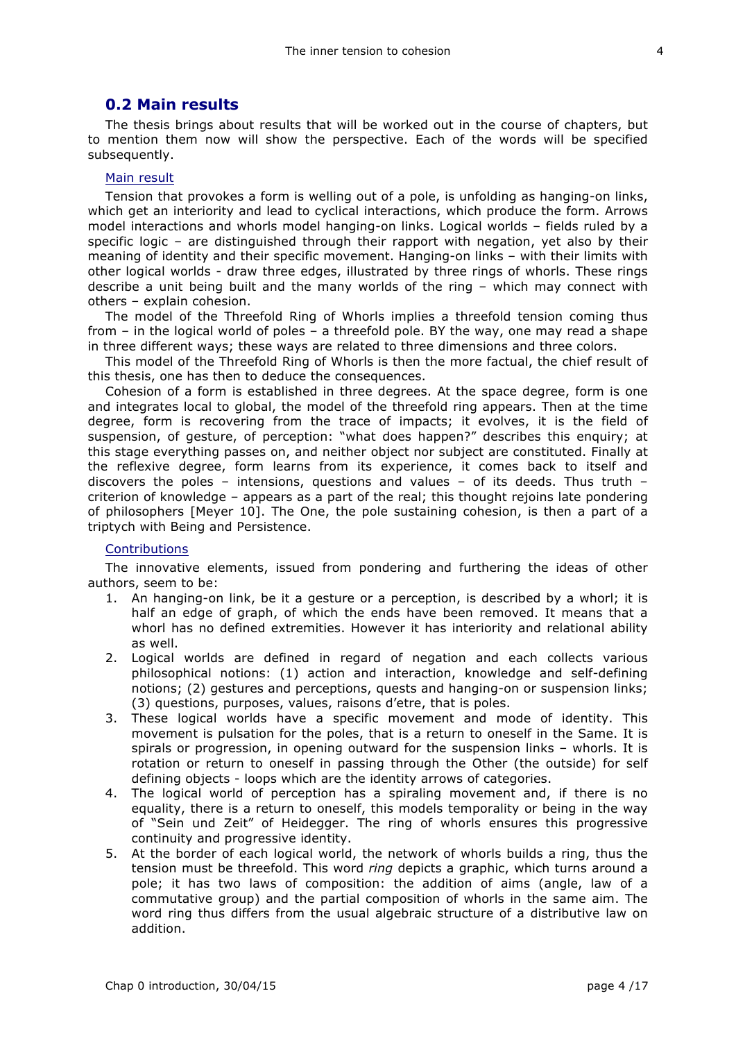## 0.2 Main results

The thesis brings about results that will be worked out in the course of chapters, but to mention them now will show the perspective. Each of the words will be specified subsequently.

### Main result

Tension that provokes a form is welling out of a pole, is unfolding as hanging-on links, which get an interiority and lead to cyclical interactions, which produce the form. Arrows model interactions and whorls model hanging-on links. Logical worlds – fields ruled by a specific logic – are distinguished through their rapport with negation, yet also by their meaning of identity and their specific movement. Hanging-on links – with their limits with other logical worlds - draw three edges, illustrated by three rings of whorls. These rings describe a unit being built and the many worlds of the ring – which may connect with others – explain cohesion.

The model of the Threefold Ring of Whorls implies a threefold tension coming thus from – in the logical world of poles – a threefold pole. BY the way, one may read a shape in three different ways; these ways are related to three dimensions and three colors.

This model of the Threefold Ring of Whorls is then the more factual, the chief result of this thesis, one has then to deduce the consequences.

Cohesion of a form is established in three degrees. At the space degree, form is one and integrates local to global, the model of the threefold ring appears. Then at the time degree, form is recovering from the trace of impacts; it evolves, it is the field of suspension, of gesture, of perception: "what does happen?" describes this enquiry; at this stage everything passes on, and neither object nor subject are constituted. Finally at the reflexive degree, form learns from its experience, it comes back to itself and discovers the poles – intensions, questions and values – of its deeds. Thus truth – criterion of knowledge – appears as a part of the real; this thought rejoins late pondering of philosophers [Meyer 10]. The One, the pole sustaining cohesion, is then a part of a triptych with Being and Persistence.

### Contributions

The innovative elements, issued from pondering and furthering the ideas of other authors, seem to be:

1. An hanging-on link, be it a gesture or a perception, is described by a whorl; it is half an edge of graph, of which the ends have been removed. It means that a whorl has no defined extremities. However it has interiority and relational ability as well.
2. Logical worlds are defined in regard of negation and each collects various philosophical notions: (1) action and interaction, knowledge and self-defining notions; (2) gestures and perceptions, quests and hanging-on or suspension links; (3) questions, purposes, values, raisons d'etre, that is poles.
3. These logical worlds have a specific movement and mode of identity. This movement is pulsation for the poles, that is a return to oneself in the Same. It is spirals or progression, in opening outward for the suspension links – whorls. It is rotation or return to oneself in passing through the Other (the outside) for self defining objects - loops which are the identity arrows of categories.
4. The logical world of perception has a spiraling movement and, if there is no equality, there is a return to oneself, this models temporality or being in the way of "Sein und Zeit" of Heidegger. The ring of whorls ensures this progressive continuity and progressive identity.
5. At the border of each logical world, the network of whorls builds a ring, thus the tension must be threefold. This word *ring* depicts a graphic, which turns around a pole; it has two laws of composition: the addition of aims (angle, law of a commutative group) and the partial composition of whorls in the same aim. The word ring thus differs from the usual algebraic structure of a distributive law on addition.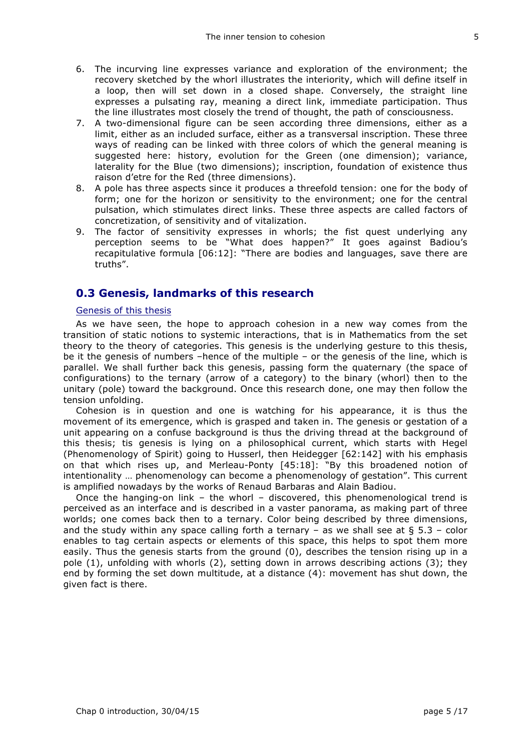6. The incurving line expresses variance and exploration of the environment; the recovery sketched by the whorl illustrates the interiority, which will define itself in a loop, then will set down in a closed shape. Conversely, the straight line expresses a pulsating ray, meaning a direct link, immediate participation. Thus the line illustrates most closely the trend of thought, the path of consciousness.
7. A two-dimensional figure can be seen according three dimensions, either as a limit, either as an included surface, either as a transversal inscription. These three ways of reading can be linked with three colors of which the general meaning is suggested here: history, evolution for the Green (one dimension); variance, laterality for the Blue (two dimensions); inscription, foundation of existence thus raison d'etre for the Red (three dimensions).
8. A pole has three aspects since it produces a threefold tension: one for the body of form; one for the horizon or sensitivity to the environment; one for the central pulsation, which stimulates direct links. These three aspects are called factors of concretization, of sensitivity and of vitalization.
9. The factor of sensitivity expresses in whorls; the fist quest underlying any perception seems to be "What does happen?" It goes against Badiou's recapitulative formula [06:12]: "There are bodies and languages, save there are truths".

## 0.3 Genesis, landmarks of this research

### Genesis of this thesis

As we have seen, the hope to approach cohesion in a new way comes from the transition of static notions to systemic interactions, that is in Mathematics from the set theory to the theory of categories. This genesis is the underlying gesture to this thesis, be it the genesis of numbers –hence of the multiple – or the genesis of the line, which is parallel. We shall further back this genesis, passing form the quaternary (the space of configurations) to the ternary (arrow of a category) to the binary (whorl) then to the unitary (pole) toward the background. Once this research done, one may then follow the tension unfolding.

Cohesion is in question and one is watching for his appearance, it is thus the movement of its emergence, which is grasped and taken in. The genesis or gestation of a unit appearing on a confuse background is thus the driving thread at the background of this thesis; tis genesis is lying on a philosophical current, which starts with Hegel (Phenomenology of Spirit) going to Husserl, then Heidegger [62:142] with his emphasis on that which rises up, and Merleau-Ponty [45:18]: "By this broadened notion of intentionality … phenomenology can become a phenomenology of gestation". This current is amplified nowadays by the works of Renaud Barbaras and Alain Badiou.

Once the hanging-on link – the whorl – discovered, this phenomenological trend is perceived as an interface and is described in a vaster panorama, as making part of three worlds; one comes back then to a ternary. Color being described by three dimensions, and the study within any space calling forth a ternary – as we shall see at § 5.3 – color enables to tag certain aspects or elements of this space, this helps to spot them more easily. Thus the genesis starts from the ground (0), describes the tension rising up in a pole (1), unfolding with whorls (2), setting down in arrows describing actions (3); they end by forming the set down multitude, at a distance (4): movement has shut down, the given fact is there.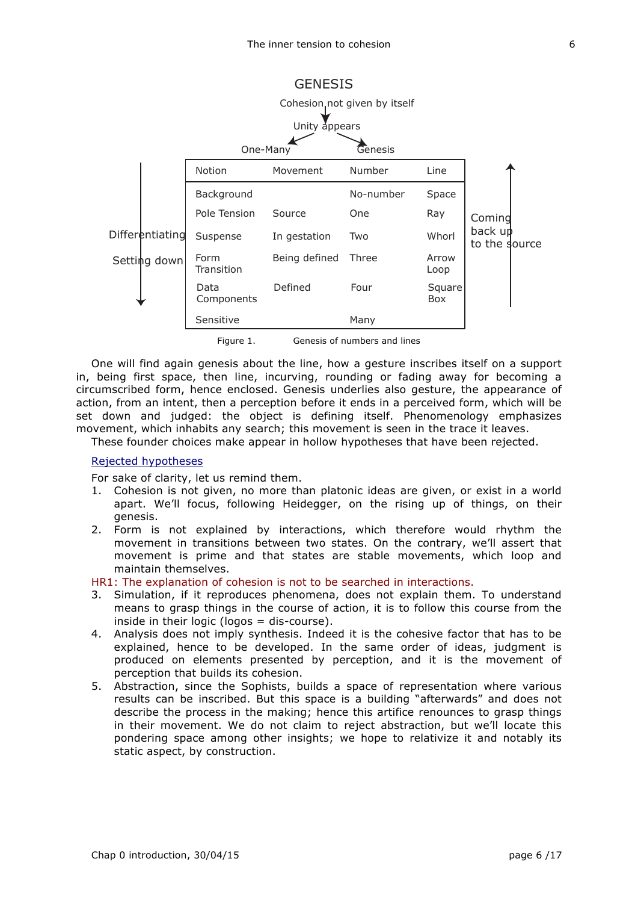GENESIS

Cohesion not given by itself

Unity appears

One-Many — Genesis

| Notion | Movement | Number | Line |
|---|---|---|---|
| Background | | No-number | Space |
| Pole Tension | Source | One | Ray |
| Suspense | In gestation | Two | Whorl |
| Form Transition | Being defined | Three | Arrow Loop |
| Data Components | Defined | Four | Square Box |
| Sensitive | | Many | |

Differentiating / Setting down (downward arrow) — Coming back up to the source (upward arrow)

Figure 1. Genesis of numbers and lines

One will find again genesis about the line, how a gesture inscribes itself on a support in, being first space, then line, incurving, rounding or fading away for becoming a circumscribed form, hence enclosed. Genesis underlies also gesture, the appearance of action, from an intent, then a perception before it ends in a perceived form, which will be set down and judged: the object is defining itself. Phenomenology emphasizes movement, which inhabits any search; this movement is seen in the trace it leaves.

These founder choices make appear in hollow hypotheses that have been rejected.

## Rejected hypotheses

For sake of clarity, let us remind them.

1. Cohesion is not given, no more than platonic ideas are given, or exist in a world apart. We'll focus, following Heidegger, on the rising up of things, on their genesis.
2. Form is not explained by interactions, which therefore would rhythm the movement in transitions between two states. On the contrary, we'll assert that movement is prime and that states are stable movements, which loop and maintain themselves.

HR1: The explanation of cohesion is not to be searched in interactions.

3. Simulation, if it reproduces phenomena, does not explain them. To understand means to grasp things in the course of action, it is to follow this course from the inside in their logic (logos = dis-course).
4. Analysis does not imply synthesis. Indeed it is the cohesive factor that has to be explained, hence to be developed. In the same order of ideas, judgment is produced on elements presented by perception, and it is the movement of perception that builds its cohesion.
5. Abstraction, since the Sophists, builds a space of representation where various results can be inscribed. But this space is a building "afterwards" and does not describe the process in the making; hence this artifice renounces to grasp things in their movement. We do not claim to reject abstraction, but we'll locate this pondering space among other insights; we hope to relativize it and notably its static aspect, by construction.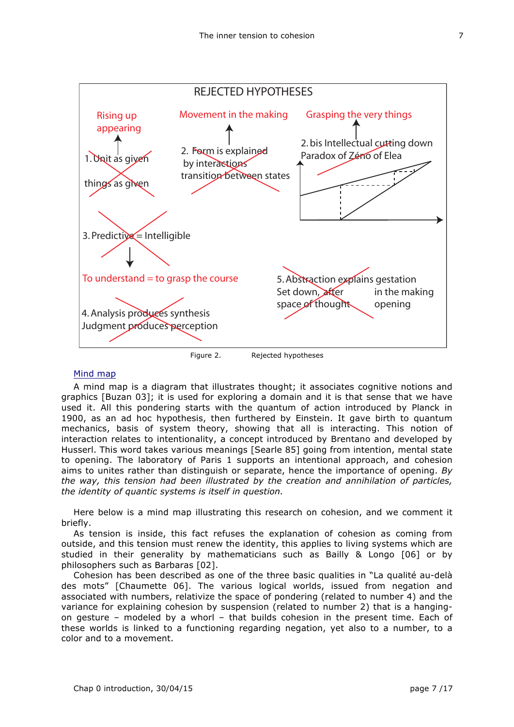REJECTED HYPOTHESES

Rising up appearing

1. Unit as given

things as given

Movement in the making

2. Form is explained by interactions transition between states

Grasping the very things

2. bis Intellectual cutting down Paradox of Zéno of Elea

3. Predictive = Intelligible

To understand = to grasp the course

4. Analysis produces synthesis Judgment produces perception

5. Abstraction explains gestation

Set down, after space of thought

in the making opening

Figure 2. Rejected hypotheses

Mind map

A mind map is a diagram that illustrates thought; it associates cognitive notions and graphics [Buzan 03]; it is used for exploring a domain and it is that sense that we have used it. All this pondering starts with the quantum of action introduced by Planck in 1900, as an ad hoc hypothesis, then furthered by Einstein. It gave birth to quantum mechanics, basis of system theory, showing that all is interacting. This notion of interaction relates to intentionality, a concept introduced by Brentano and developed by Husserl. This word takes various meanings [Searle 85] going from intention, mental state to opening. The laboratory of Paris 1 supports an intentional approach, and cohesion aims to unites rather than distinguish or separate, hence the importance of opening. *By the way, this tension had been illustrated by the creation and annihilation of particles, the identity of quantic systems is itself in question.*

Here below is a mind map illustrating this research on cohesion, and we comment it briefly.

As tension is inside, this fact refuses the explanation of cohesion as coming from outside, and this tension must renew the identity, this applies to living systems which are studied in their generality by mathematicians such as Bailly & Longo [06] or by philosophers such as Barbaras [02].

Cohesion has been described as one of the three basic qualities in "La qualité au-delà des mots" [Chaumette 06]. The various logical worlds, issued from negation and associated with numbers, relativize the space of pondering (related to number 4) and the variance for explaining cohesion by suspension (related to number 2) that is a hanging-on gesture – modeled by a whorl – that builds cohesion in the present time. Each of these worlds is linked to a functioning regarding negation, yet also to a number, to a color and to a movement.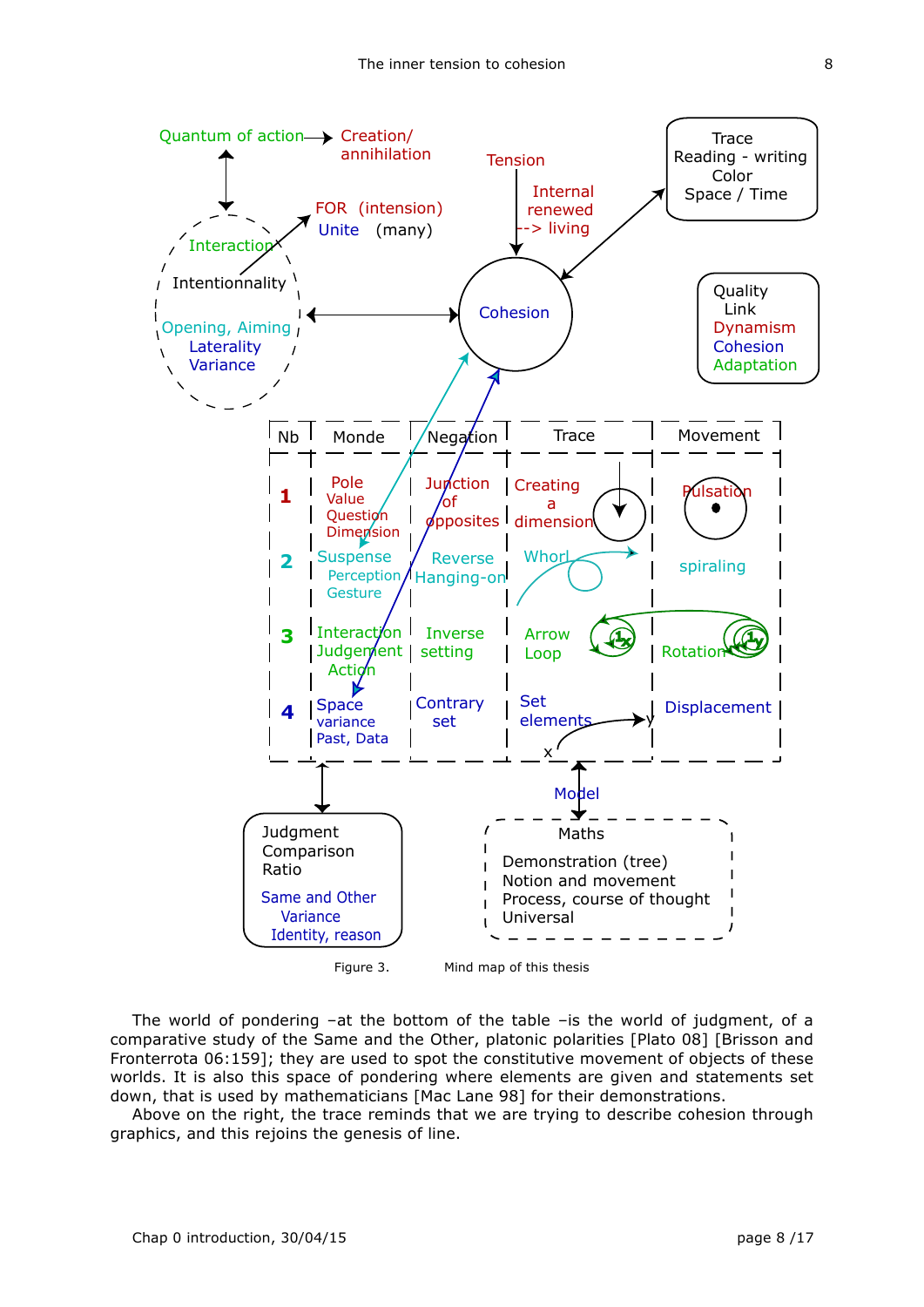Quantum of action → Creation/ annihilation

Tension

Internal renewed --> living

Trace
Reading - writing
Color
Space / Time

FOR (intension)
Unite (many)

Interaction
Intentionnality
Opening, Aiming
Laterality
Variance

Cohesion

Quality
Link
Dynamism
Cohesion
Adaptation

| Nb | Monde | Negation | Trace | Movement |
|---|---|---|---|---|
| 1 | Pole Value Question Dimension | Junction of opposites | Creating a dimension | Pulsation |
| 2 | Suspense Perception Gesture | Reverse Hanging-on | Whorl | spiraling |
| 3 | Interaction Judgement Action | Inverse setting | Arrow Loop | Rotation |
| 4 | Space variance Past, Data | Contrary set | Set elements | Displacement |

Model

Judgment
Comparison
Ratio
Same and Other
Variance
Identity, reason

Maths
Demonstration (tree)
Notion and movement
Process, course of thought
Universal

Figure 3. Mind map of this thesis

The world of pondering –at the bottom of the table –is the world of judgment, of a comparative study of the Same and the Other, platonic polarities [Plato 08] [Brisson and Fronterrota 06:159]; they are used to spot the constitutive movement of objects of these worlds. It is also this space of pondering where elements are given and statements set down, that is used by mathematicians [Mac Lane 98] for their demonstrations.

Above on the right, the trace reminds that we are trying to describe cohesion through graphics, and this rejoins the genesis of line.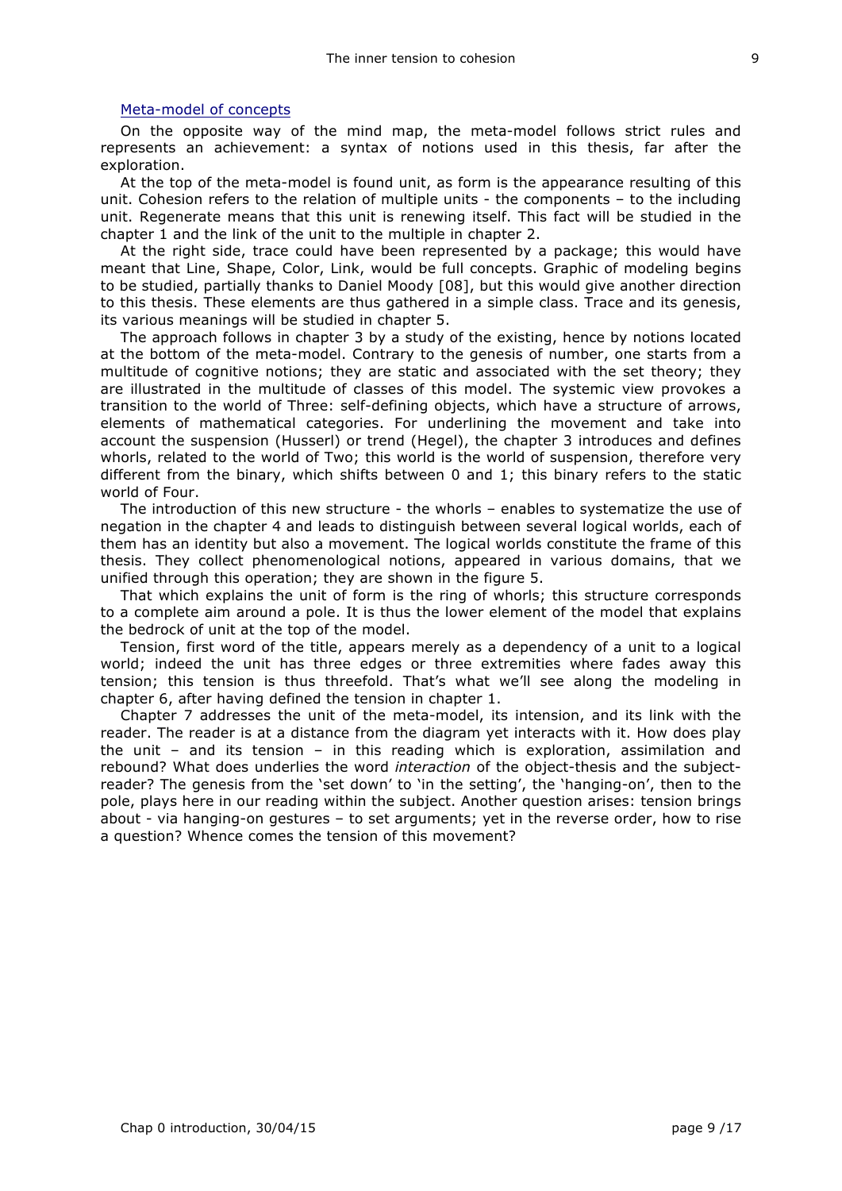### Meta-model of concepts

On the opposite way of the mind map, the meta-model follows strict rules and represents an achievement: a syntax of notions used in this thesis, far after the exploration.

At the top of the meta-model is found unit, as form is the appearance resulting of this unit. Cohesion refers to the relation of multiple units - the components – to the including unit. Regenerate means that this unit is renewing itself. This fact will be studied in the chapter 1 and the link of the unit to the multiple in chapter 2.

At the right side, trace could have been represented by a package; this would have meant that Line, Shape, Color, Link, would be full concepts. Graphic of modeling begins to be studied, partially thanks to Daniel Moody [08], but this would give another direction to this thesis. These elements are thus gathered in a simple class. Trace and its genesis, its various meanings will be studied in chapter 5.

The approach follows in chapter 3 by a study of the existing, hence by notions located at the bottom of the meta-model. Contrary to the genesis of number, one starts from a multitude of cognitive notions; they are static and associated with the set theory; they are illustrated in the multitude of classes of this model. The systemic view provokes a transition to the world of Three: self-defining objects, which have a structure of arrows, elements of mathematical categories. For underlining the movement and take into account the suspension (Husserl) or trend (Hegel), the chapter 3 introduces and defines whorls, related to the world of Two; this world is the world of suspension, therefore very different from the binary, which shifts between 0 and 1; this binary refers to the static world of Four.

The introduction of this new structure - the whorls – enables to systematize the use of negation in the chapter 4 and leads to distinguish between several logical worlds, each of them has an identity but also a movement. The logical worlds constitute the frame of this thesis. They collect phenomenological notions, appeared in various domains, that we unified through this operation; they are shown in the figure 5.

That which explains the unit of form is the ring of whorls; this structure corresponds to a complete aim around a pole. It is thus the lower element of the model that explains the bedrock of unit at the top of the model.

Tension, first word of the title, appears merely as a dependency of a unit to a logical world; indeed the unit has three edges or three extremities where fades away this tension; this tension is thus threefold. That's what we'll see along the modeling in chapter 6, after having defined the tension in chapter 1.

Chapter 7 addresses the unit of the meta-model, its intension, and its link with the reader. The reader is at a distance from the diagram yet interacts with it. How does play the unit – and its tension – in this reading which is exploration, assimilation and rebound? What does underlies the word *interaction* of the object-thesis and the subject-reader? The genesis from the 'set down' to 'in the setting', the 'hanging-on', then to the pole, plays here in our reading within the subject. Another question arises: tension brings about - via hanging-on gestures – to set arguments; yet in the reverse order, how to rise a question? Whence comes the tension of this movement?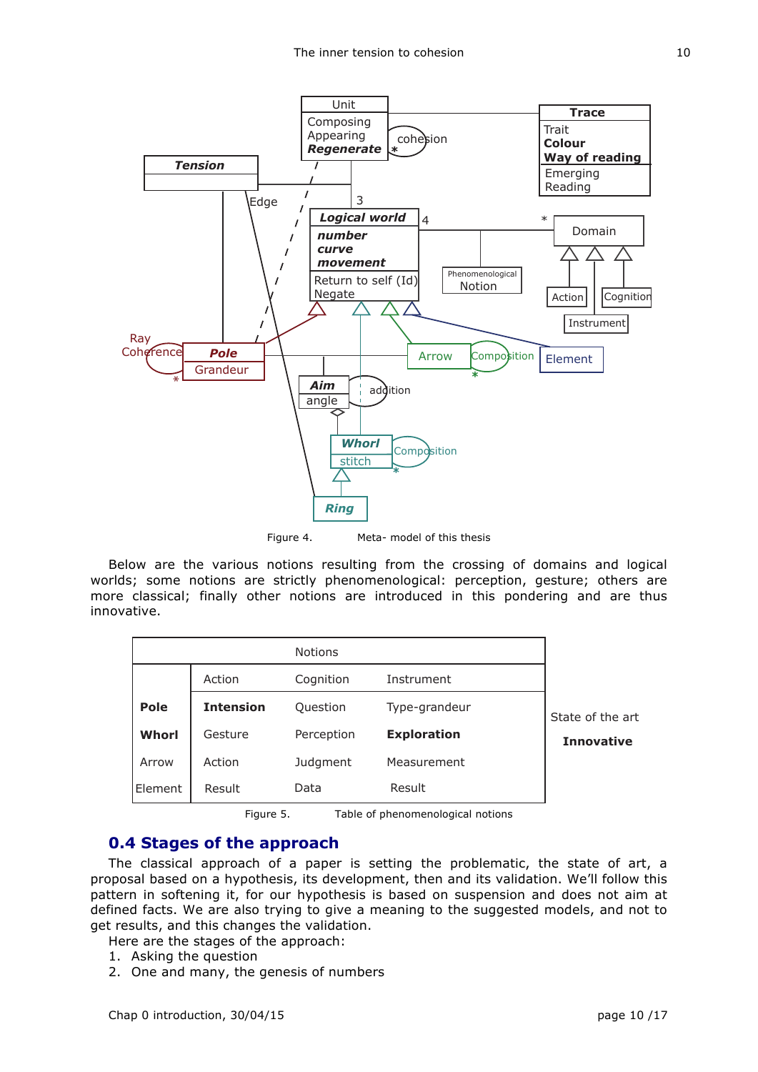Figure 4. Meta- model of this thesis

Below are the various notions resulting from the crossing of domains and logical worlds; some notions are strictly phenomenological: perception, gesture; others are more classical; finally other notions are introduced in this pondering and are thus innovative.

| | Notions | | |
|---|---|---|---|
| | Action | Cognition | Instrument |
| **Pole** | **Intension** | Question | Type-grandeur |
| **Whorl** | Gesture | Perception | **Exploration** |
| Arrow | Action | Judgment | Measurement |
| Element | Result | Data | Result |

State of the art

**Innovative**

Figure 5. Table of phenomenological notions

## 0.4 Stages of the approach

The classical approach of a paper is setting the problematic, the state of art, a proposal based on a hypothesis, its development, then and its validation. We'll follow this pattern in softening it, for our hypothesis is based on suspension and does not aim at defined facts. We are also trying to give a meaning to the suggested models, and not to get results, and this changes the validation.

Here are the stages of the approach:

1. Asking the question
2. One and many, the genesis of numbers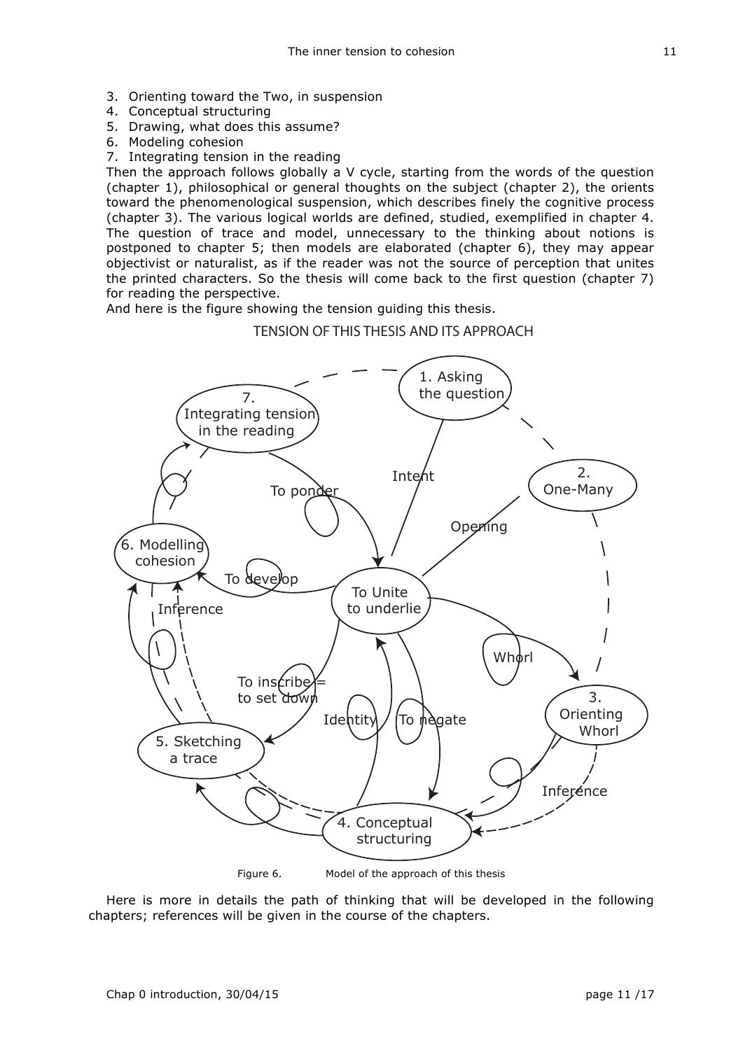3. Orienting toward the Two, in suspension
4. Conceptual structuring
5. Drawing, what does this assume?
6. Modeling cohesion
7. Integrating tension in the reading

Then the approach follows globally a V cycle, starting from the words of the question (chapter 1), philosophical or general thoughts on the subject (chapter 2), the orients toward the phenomenological suspension, which describes finely the cognitive process (chapter 3). The various logical worlds are defined, studied, exemplified in chapter 4. The question of trace and model, unnecessary to the thinking about notions is postponed to chapter 5; then models are elaborated (chapter 6), they may appear objectivist or naturalist, as if the reader was not the source of perception that unites the printed characters. So the thesis will come back to the first question (chapter 7) for reading the perspective.

And here is the figure showing the tension guiding this thesis.

TENSION OF THIS THESIS AND ITS APPROACH

Figure 6. Model of the approach of this thesis

Here is more in details the path of thinking that will be developed in the following chapters; references will be given in the course of the chapters.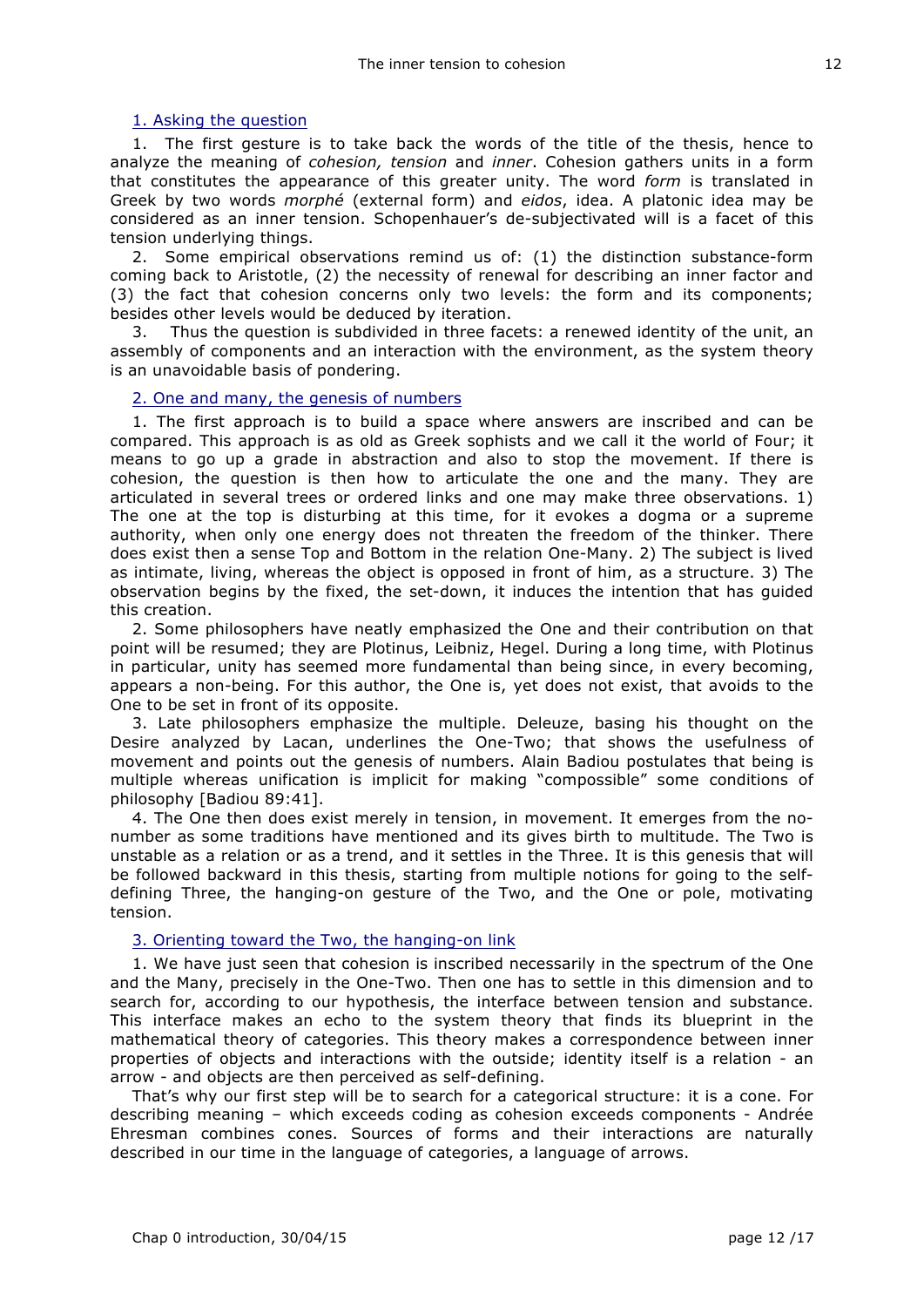## 1. Asking the question

1. The first gesture is to take back the words of the title of the thesis, hence to analyze the meaning of *cohesion, tension* and *inner*. Cohesion gathers units in a form that constitutes the appearance of this greater unity. The word *form* is translated in Greek by two words *morphé* (external form) and *eidos*, idea. A platonic idea may be considered as an inner tension. Schopenhauer's de-subjectivated will is a facet of this tension underlying things.

2. Some empirical observations remind us of: (1) the distinction substance-form coming back to Aristotle, (2) the necessity of renewal for describing an inner factor and (3) the fact that cohesion concerns only two levels: the form and its components; besides other levels would be deduced by iteration.

3. Thus the question is subdivided in three facets: a renewed identity of the unit, an assembly of components and an interaction with the environment, as the system theory is an unavoidable basis of pondering.

## 2. One and many, the genesis of numbers

1. The first approach is to build a space where answers are inscribed and can be compared. This approach is as old as Greek sophists and we call it the world of Four; it means to go up a grade in abstraction and also to stop the movement. If there is cohesion, the question is then how to articulate the one and the many. They are articulated in several trees or ordered links and one may make three observations. 1) The one at the top is disturbing at this time, for it evokes a dogma or a supreme authority, when only one energy does not threaten the freedom of the thinker. There does exist then a sense Top and Bottom in the relation One-Many. 2) The subject is lived as intimate, living, whereas the object is opposed in front of him, as a structure. 3) The observation begins by the fixed, the set-down, it induces the intention that has guided this creation.

2. Some philosophers have neatly emphasized the One and their contribution on that point will be resumed; they are Plotinus, Leibniz, Hegel. During a long time, with Plotinus in particular, unity has seemed more fundamental than being since, in every becoming, appears a non-being. For this author, the One is, yet does not exist, that avoids to the One to be set in front of its opposite.

3. Late philosophers emphasize the multiple. Deleuze, basing his thought on the Desire analyzed by Lacan, underlines the One-Two; that shows the usefulness of movement and points out the genesis of numbers. Alain Badiou postulates that being is multiple whereas unification is implicit for making "compossible" some conditions of philosophy [Badiou 89:41].

4. The One then does exist merely in tension, in movement. It emerges from the no-number as some traditions have mentioned and its gives birth to multitude. The Two is unstable as a relation or as a trend, and it settles in the Three. It is this genesis that will be followed backward in this thesis, starting from multiple notions for going to the self-defining Three, the hanging-on gesture of the Two, and the One or pole, motivating tension.

## 3. Orienting toward the Two, the hanging-on link

1. We have just seen that cohesion is inscribed necessarily in the spectrum of the One and the Many, precisely in the One-Two. Then one has to settle in this dimension and to search for, according to our hypothesis, the interface between tension and substance. This interface makes an echo to the system theory that finds its blueprint in the mathematical theory of categories. This theory makes a correspondence between inner properties of objects and interactions with the outside; identity itself is a relation - an arrow - and objects are then perceived as self-defining.

That's why our first step will be to search for a categorical structure: it is a cone. For describing meaning – which exceeds coding as cohesion exceeds components - Andrée Ehresman combines cones. Sources of forms and their interactions are naturally described in our time in the language of categories, a language of arrows.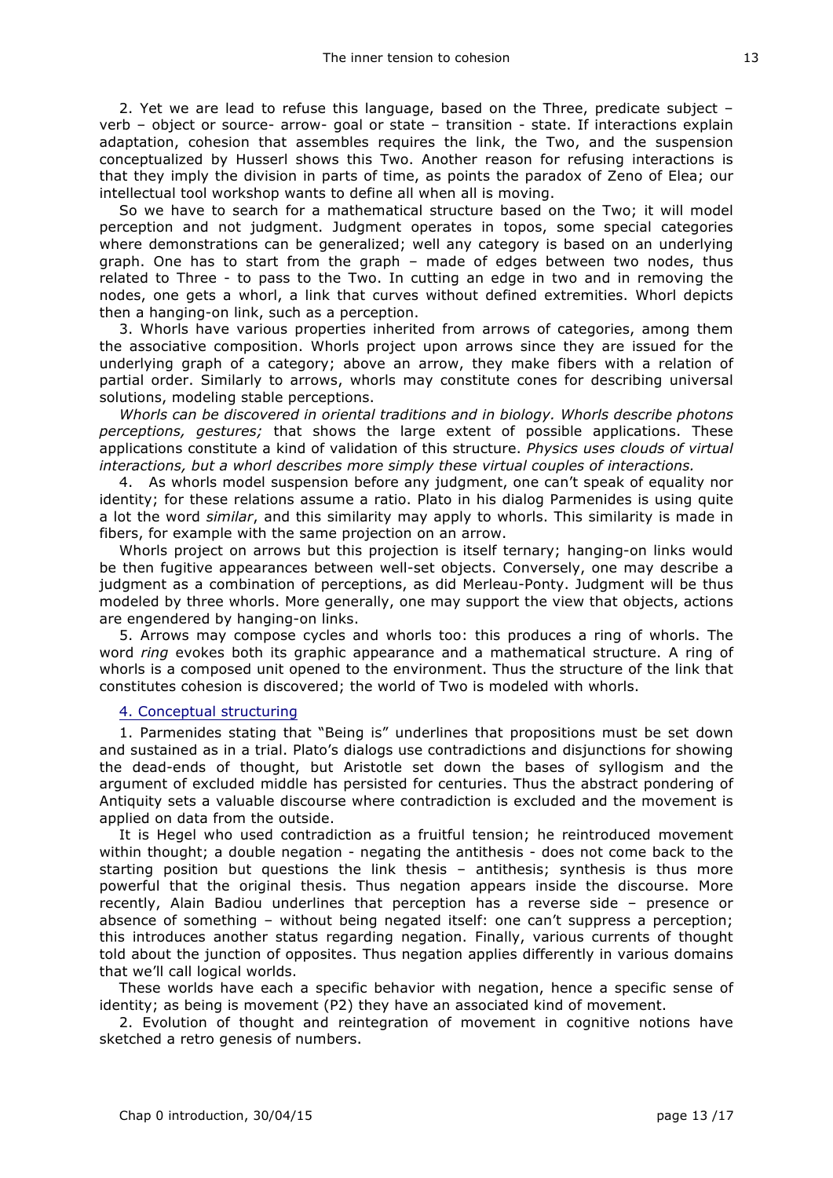2. Yet we are lead to refuse this language, based on the Three, predicate subject – verb – object or source- arrow- goal or state – transition - state. If interactions explain adaptation, cohesion that assembles requires the link, the Two, and the suspension conceptualized by Husserl shows this Two. Another reason for refusing interactions is that they imply the division in parts of time, as points the paradox of Zeno of Elea; our intellectual tool workshop wants to define all when all is moving.

So we have to search for a mathematical structure based on the Two; it will model perception and not judgment. Judgment operates in topos, some special categories where demonstrations can be generalized; well any category is based on an underlying graph. One has to start from the graph – made of edges between two nodes, thus related to Three - to pass to the Two. In cutting an edge in two and in removing the nodes, one gets a whorl, a link that curves without defined extremities. Whorl depicts then a hanging-on link, such as a perception.

3. Whorls have various properties inherited from arrows of categories, among them the associative composition. Whorls project upon arrows since they are issued for the underlying graph of a category; above an arrow, they make fibers with a relation of partial order. Similarly to arrows, whorls may constitute cones for describing universal solutions, modeling stable perceptions.

*Whorls can be discovered in oriental traditions and in biology. Whorls describe photons perceptions, gestures;* that shows the large extent of possible applications. These applications constitute a kind of validation of this structure. *Physics uses clouds of virtual interactions, but a whorl describes more simply these virtual couples of interactions.*

4. As whorls model suspension before any judgment, one can't speak of equality nor identity; for these relations assume a ratio. Plato in his dialog Parmenides is using quite a lot the word *similar*, and this similarity may apply to whorls. This similarity is made in fibers, for example with the same projection on an arrow.

Whorls project on arrows but this projection is itself ternary; hanging-on links would be then fugitive appearances between well-set objects. Conversely, one may describe a judgment as a combination of perceptions, as did Merleau-Ponty. Judgment will be thus modeled by three whorls. More generally, one may support the view that objects, actions are engendered by hanging-on links.

5. Arrows may compose cycles and whorls too: this produces a ring of whorls. The word *ring* evokes both its graphic appearance and a mathematical structure. A ring of whorls is a composed unit opened to the environment. Thus the structure of the link that constitutes cohesion is discovered; the world of Two is modeled with whorls.

## 4. Conceptual structuring

1. Parmenides stating that "Being is" underlines that propositions must be set down and sustained as in a trial. Plato's dialogs use contradictions and disjunctions for showing the dead-ends of thought, but Aristotle set down the bases of syllogism and the argument of excluded middle has persisted for centuries. Thus the abstract pondering of Antiquity sets a valuable discourse where contradiction is excluded and the movement is applied on data from the outside.

It is Hegel who used contradiction as a fruitful tension; he reintroduced movement within thought; a double negation - negating the antithesis - does not come back to the starting position but questions the link thesis – antithesis; synthesis is thus more powerful that the original thesis. Thus negation appears inside the discourse. More recently, Alain Badiou underlines that perception has a reverse side – presence or absence of something – without being negated itself: one can't suppress a perception; this introduces another status regarding negation. Finally, various currents of thought told about the junction of opposites. Thus negation applies differently in various domains that we'll call logical worlds.

These worlds have each a specific behavior with negation, hence a specific sense of identity; as being is movement (P2) they have an associated kind of movement.

2. Evolution of thought and reintegration of movement in cognitive notions have sketched a retro genesis of numbers.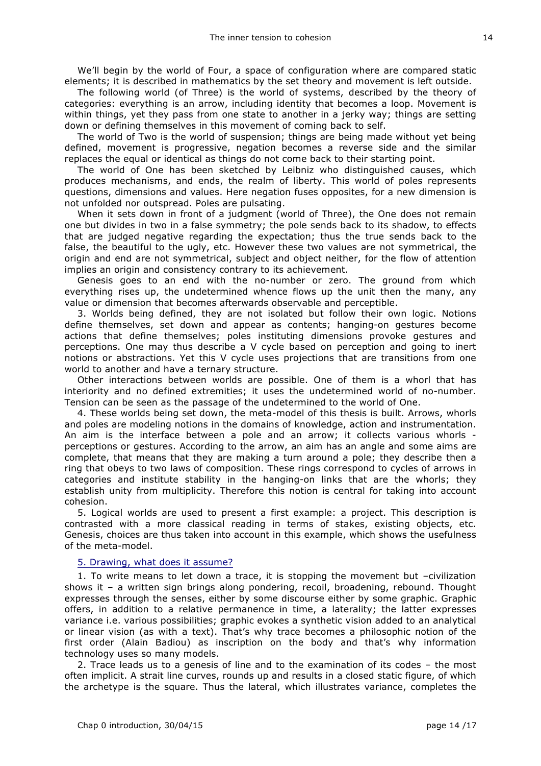We'll begin by the world of Four, a space of configuration where are compared static elements; it is described in mathematics by the set theory and movement is left outside.

The following world (of Three) is the world of systems, described by the theory of categories: everything is an arrow, including identity that becomes a loop. Movement is within things, yet they pass from one state to another in a jerky way; things are setting down or defining themselves in this movement of coming back to self.

The world of Two is the world of suspension; things are being made without yet being defined, movement is progressive, negation becomes a reverse side and the similar replaces the equal or identical as things do not come back to their starting point.

The world of One has been sketched by Leibniz who distinguished causes, which produces mechanisms, and ends, the realm of liberty. This world of poles represents questions, dimensions and values. Here negation fuses opposites, for a new dimension is not unfolded nor outspread. Poles are pulsating.

When it sets down in front of a judgment (world of Three), the One does not remain one but divides in two in a false symmetry; the pole sends back to its shadow, to effects that are judged negative regarding the expectation; thus the true sends back to the false, the beautiful to the ugly, etc. However these two values are not symmetrical, the origin and end are not symmetrical, subject and object neither, for the flow of attention implies an origin and consistency contrary to its achievement.

Genesis goes to an end with the no-number or zero. The ground from which everything rises up, the undetermined whence flows up the unit then the many, any value or dimension that becomes afterwards observable and perceptible.

3. Worlds being defined, they are not isolated but follow their own logic. Notions define themselves, set down and appear as contents; hanging-on gestures become actions that define themselves; poles instituting dimensions provoke gestures and perceptions. One may thus describe a V cycle based on perception and going to inert notions or abstractions. Yet this V cycle uses projections that are transitions from one world to another and have a ternary structure.

Other interactions between worlds are possible. One of them is a whorl that has interiority and no defined extremities; it uses the undetermined world of no-number. Tension can be seen as the passage of the undetermined to the world of One.

4. These worlds being set down, the meta-model of this thesis is built. Arrows, whorls and poles are modeling notions in the domains of knowledge, action and instrumentation. An aim is the interface between a pole and an arrow; it collects various whorls - perceptions or gestures. According to the arrow, an aim has an angle and some aims are complete, that means that they are making a turn around a pole; they describe then a ring that obeys to two laws of composition. These rings correspond to cycles of arrows in categories and institute stability in the hanging-on links that are the whorls; they establish unity from multiplicity. Therefore this notion is central for taking into account cohesion.

5. Logical worlds are used to present a first example: a project. This description is contrasted with a more classical reading in terms of stakes, existing objects, etc. Genesis, choices are thus taken into account in this example, which shows the usefulness of the meta-model.

## 5. Drawing, what does it assume?

1. To write means to let down a trace, it is stopping the movement but –civilization shows it – a written sign brings along pondering, recoil, broadening, rebound. Thought expresses through the senses, either by some discourse either by some graphic. Graphic offers, in addition to a relative permanence in time, a laterality; the latter expresses variance i.e. various possibilities; graphic evokes a synthetic vision added to an analytical or linear vision (as with a text). That's why trace becomes a philosophic notion of the first order (Alain Badiou) as inscription on the body and that's why information technology uses so many models.

2. Trace leads us to a genesis of line and to the examination of its codes – the most often implicit. A strait line curves, rounds up and results in a closed static figure, of which the archetype is the square. Thus the lateral, which illustrates variance, completes the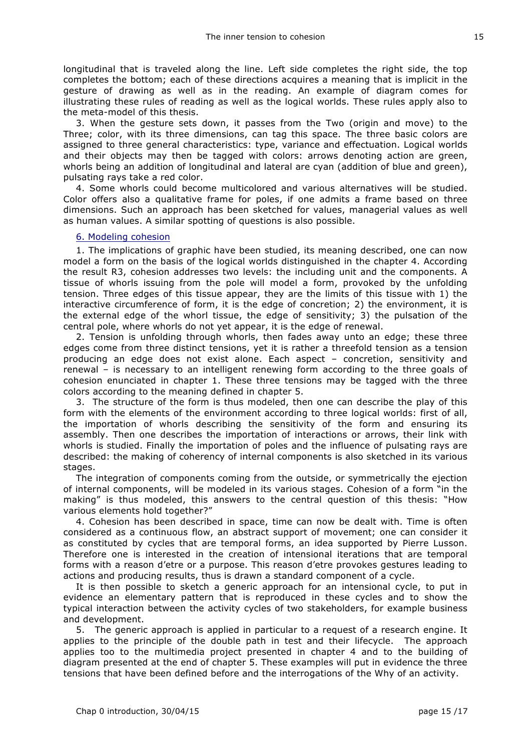longitudinal that is traveled along the line. Left side completes the right side, the top completes the bottom; each of these directions acquires a meaning that is implicit in the gesture of drawing as well as in the reading. An example of diagram comes for illustrating these rules of reading as well as the logical worlds. These rules apply also to the meta-model of this thesis.

3. When the gesture sets down, it passes from the Two (origin and move) to the Three; color, with its three dimensions, can tag this space. The three basic colors are assigned to three general characteristics: type, variance and effectuation. Logical worlds and their objects may then be tagged with colors: arrows denoting action are green, whorls being an addition of longitudinal and lateral are cyan (addition of blue and green), pulsating rays take a red color.

4. Some whorls could become multicolored and various alternatives will be studied. Color offers also a qualitative frame for poles, if one admits a frame based on three dimensions. Such an approach has been sketched for values, managerial values as well as human values. A similar spotting of questions is also possible.

## 6. Modeling cohesion

1. The implications of graphic have been studied, its meaning described, one can now model a form on the basis of the logical worlds distinguished in the chapter 4. According the result R3, cohesion addresses two levels: the including unit and the components. A tissue of whorls issuing from the pole will model a form, provoked by the unfolding tension. Three edges of this tissue appear, they are the limits of this tissue with 1) the interactive circumference of form, it is the edge of concretion; 2) the environment, it is the external edge of the whorl tissue, the edge of sensitivity; 3) the pulsation of the central pole, where whorls do not yet appear, it is the edge of renewal.

2. Tension is unfolding through whorls, then fades away unto an edge; these three edges come from three distinct tensions, yet it is rather a threefold tension as a tension producing an edge does not exist alone. Each aspect – concretion, sensitivity and renewal – is necessary to an intelligent renewing form according to the three goals of cohesion enunciated in chapter 1. These three tensions may be tagged with the three colors according to the meaning defined in chapter 5.

3. The structure of the form is thus modeled, then one can describe the play of this form with the elements of the environment according to three logical worlds: first of all, the importation of whorls describing the sensitivity of the form and ensuring its assembly. Then one describes the importation of interactions or arrows, their link with whorls is studied. Finally the importation of poles and the influence of pulsating rays are described: the making of coherency of internal components is also sketched in its various stages.

The integration of components coming from the outside, or symmetrically the ejection of internal components, will be modeled in its various stages. Cohesion of a form "in the making" is thus modeled, this answers to the central question of this thesis: "How various elements hold together?"

4. Cohesion has been described in space, time can now be dealt with. Time is often considered as a continuous flow, an abstract support of movement; one can consider it as constituted by cycles that are temporal forms, an idea supported by Pierre Lusson. Therefore one is interested in the creation of intensional iterations that are temporal forms with a reason d'etre or a purpose. This reason d'etre provokes gestures leading to actions and producing results, thus is drawn a standard component of a cycle.

It is then possible to sketch a generic approach for an intensional cycle, to put in evidence an elementary pattern that is reproduced in these cycles and to show the typical interaction between the activity cycles of two stakeholders, for example business and development.

5. The generic approach is applied in particular to a request of a research engine. It applies to the principle of the double path in test and their lifecycle. The approach applies too to the multimedia project presented in chapter 4 and to the building of diagram presented at the end of chapter 5. These examples will put in evidence the three tensions that have been defined before and the interrogations of the Why of an activity.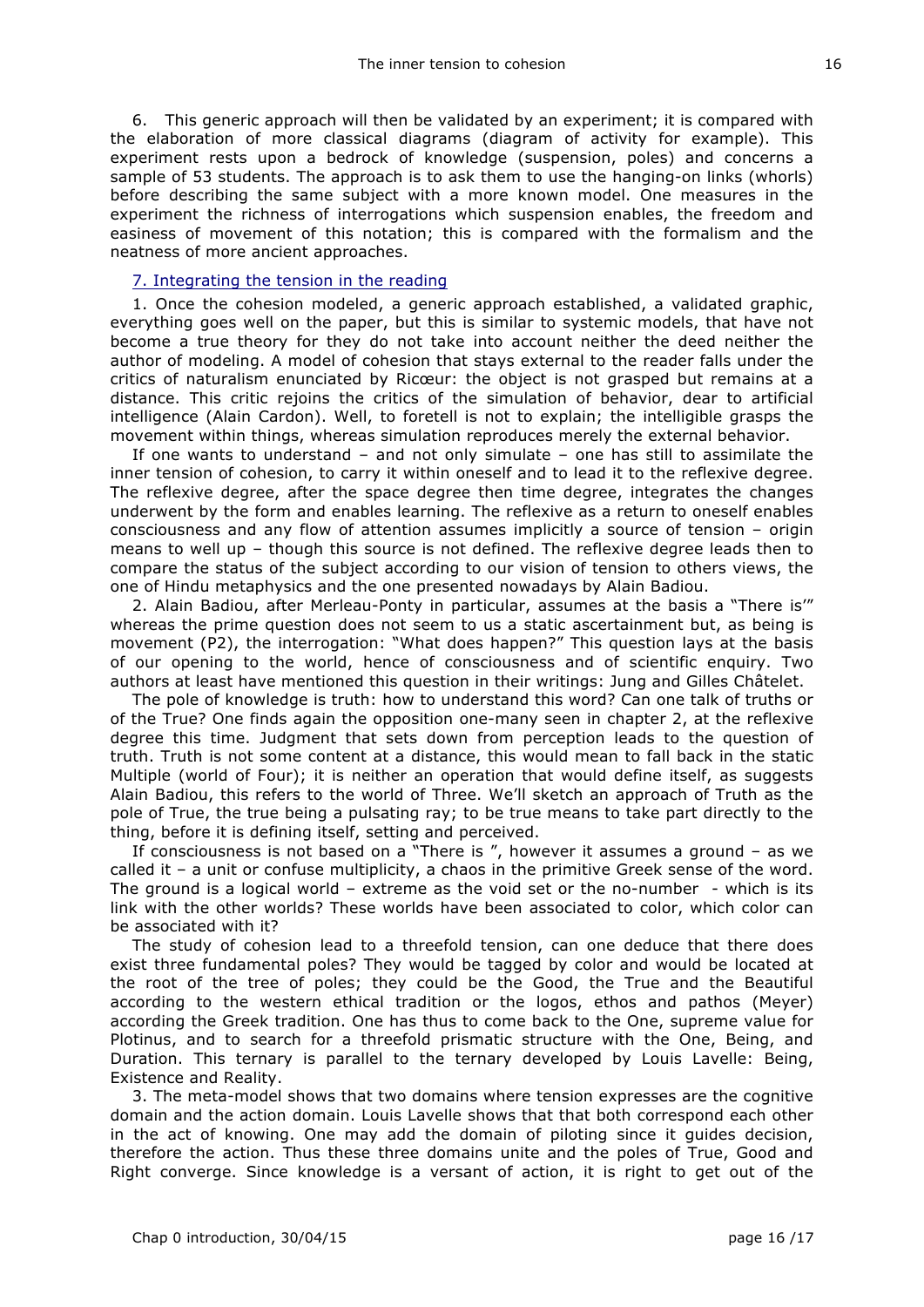6. This generic approach will then be validated by an experiment; it is compared with the elaboration of more classical diagrams (diagram of activity for example). This experiment rests upon a bedrock of knowledge (suspension, poles) and concerns a sample of 53 students. The approach is to ask them to use the hanging-on links (whorls) before describing the same subject with a more known model. One measures in the experiment the richness of interrogations which suspension enables, the freedom and easiness of movement of this notation; this is compared with the formalism and the neatness of more ancient approaches.

## 7. Integrating the tension in the reading

1. Once the cohesion modeled, a generic approach established, a validated graphic, everything goes well on the paper, but this is similar to systemic models, that have not become a true theory for they do not take into account neither the deed neither the author of modeling. A model of cohesion that stays external to the reader falls under the critics of naturalism enunciated by Ricœur: the object is not grasped but remains at a distance. This critic rejoins the critics of the simulation of behavior, dear to artificial intelligence (Alain Cardon). Well, to foretell is not to explain; the intelligible grasps the movement within things, whereas simulation reproduces merely the external behavior.

If one wants to understand – and not only simulate – one has still to assimilate the inner tension of cohesion, to carry it within oneself and to lead it to the reflexive degree. The reflexive degree, after the space degree then time degree, integrates the changes underwent by the form and enables learning. The reflexive as a return to oneself enables consciousness and any flow of attention assumes implicitly a source of tension – origin means to well up – though this source is not defined. The reflexive degree leads then to compare the status of the subject according to our vision of tension to others views, the one of Hindu metaphysics and the one presented nowadays by Alain Badiou.

2. Alain Badiou, after Merleau-Ponty in particular, assumes at the basis a "There is'" whereas the prime question does not seem to us a static ascertainment but, as being is movement (P2), the interrogation: "What does happen?" This question lays at the basis of our opening to the world, hence of consciousness and of scientific enquiry. Two authors at least have mentioned this question in their writings: Jung and Gilles Châtelet.

The pole of knowledge is truth: how to understand this word? Can one talk of truths or of the True? One finds again the opposition one-many seen in chapter 2, at the reflexive degree this time. Judgment that sets down from perception leads to the question of truth. Truth is not some content at a distance, this would mean to fall back in the static Multiple (world of Four); it is neither an operation that would define itself, as suggests Alain Badiou, this refers to the world of Three. We'll sketch an approach of Truth as the pole of True, the true being a pulsating ray; to be true means to take part directly to the thing, before it is defining itself, setting and perceived.

If consciousness is not based on a "There is ", however it assumes a ground – as we called it – a unit or confuse multiplicity, a chaos in the primitive Greek sense of the word. The ground is a logical world – extreme as the void set or the no-number - which is its link with the other worlds? These worlds have been associated to color, which color can be associated with it?

The study of cohesion lead to a threefold tension, can one deduce that there does exist three fundamental poles? They would be tagged by color and would be located at the root of the tree of poles; they could be the Good, the True and the Beautiful according to the western ethical tradition or the logos, ethos and pathos (Meyer) according the Greek tradition. One has thus to come back to the One, supreme value for Plotinus, and to search for a threefold prismatic structure with the One, Being, and Duration. This ternary is parallel to the ternary developed by Louis Lavelle: Being, Existence and Reality.

3. The meta-model shows that two domains where tension expresses are the cognitive domain and the action domain. Louis Lavelle shows that that both correspond each other in the act of knowing. One may add the domain of piloting since it guides decision, therefore the action. Thus these three domains unite and the poles of True, Good and Right converge. Since knowledge is a versant of action, it is right to get out of the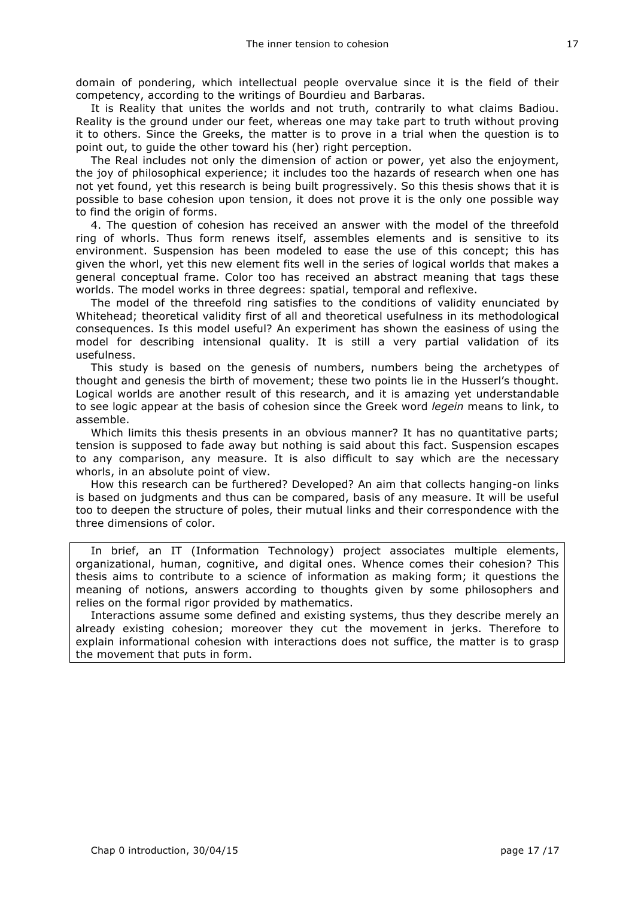domain of pondering, which intellectual people overvalue since it is the field of their competency, according to the writings of Bourdieu and Barbaras.

It is Reality that unites the worlds and not truth, contrarily to what claims Badiou. Reality is the ground under our feet, whereas one may take part to truth without proving it to others. Since the Greeks, the matter is to prove in a trial when the question is to point out, to guide the other toward his (her) right perception.

The Real includes not only the dimension of action or power, yet also the enjoyment, the joy of philosophical experience; it includes too the hazards of research when one has not yet found, yet this research is being built progressively. So this thesis shows that it is possible to base cohesion upon tension, it does not prove it is the only one possible way to find the origin of forms.

4. The question of cohesion has received an answer with the model of the threefold ring of whorls. Thus form renews itself, assembles elements and is sensitive to its environment. Suspension has been modeled to ease the use of this concept; this has given the whorl, yet this new element fits well in the series of logical worlds that makes a general conceptual frame. Color too has received an abstract meaning that tags these worlds. The model works in three degrees: spatial, temporal and reflexive.

The model of the threefold ring satisfies to the conditions of validity enunciated by Whitehead; theoretical validity first of all and theoretical usefulness in its methodological consequences. Is this model useful? An experiment has shown the easiness of using the model for describing intensional quality. It is still a very partial validation of its usefulness.

This study is based on the genesis of numbers, numbers being the archetypes of thought and genesis the birth of movement; these two points lie in the Husserl's thought. Logical worlds are another result of this research, and it is amazing yet understandable to see logic appear at the basis of cohesion since the Greek word *legein* means to link, to assemble.

Which limits this thesis presents in an obvious manner? It has no quantitative parts; tension is supposed to fade away but nothing is said about this fact. Suspension escapes to any comparison, any measure. It is also difficult to say which are the necessary whorls, in an absolute point of view.

How this research can be furthered? Developed? An aim that collects hanging-on links is based on judgments and thus can be compared, basis of any measure. It will be useful too to deepen the structure of poles, their mutual links and their correspondence with the three dimensions of color.

In brief, an IT (Information Technology) project associates multiple elements, organizational, human, cognitive, and digital ones. Whence comes their cohesion? This thesis aims to contribute to a science of information as making form; it questions the meaning of notions, answers according to thoughts given by some philosophers and relies on the formal rigor provided by mathematics.

Interactions assume some defined and existing systems, thus they describe merely an already existing cohesion; moreover they cut the movement in jerks. Therefore to explain informational cohesion with interactions does not suffice, the matter is to grasp the movement that puts in form.